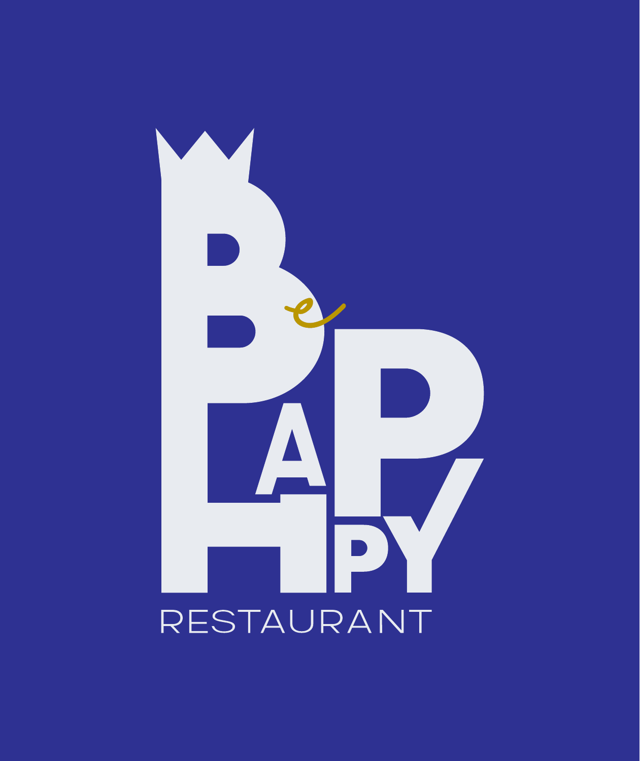# BeHAPPY

RESTAURANT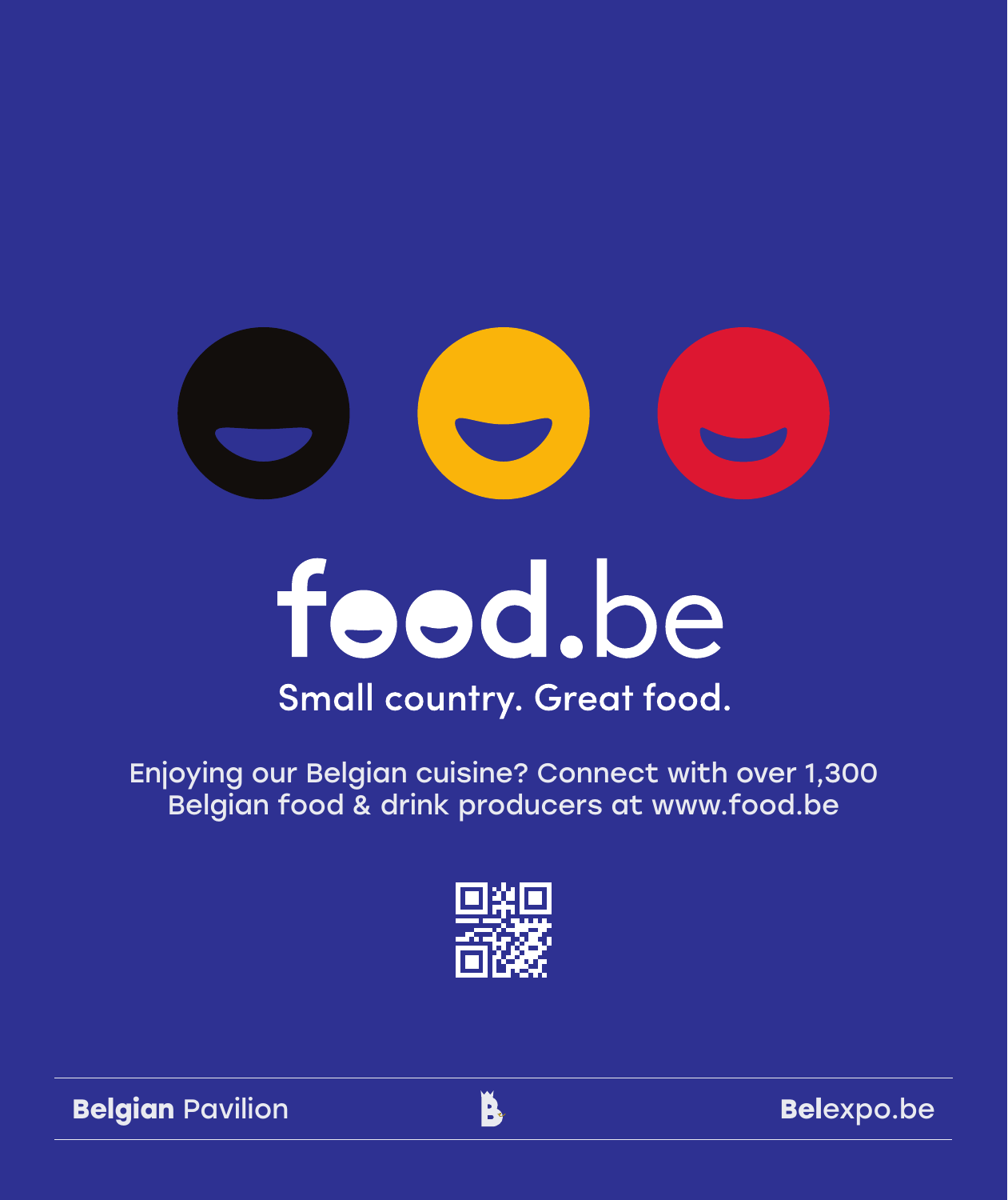# food.be

Small country. Great food.

Enjoying our Belgian cuisine? Connect with over 1,300 Belgian food & drink producers at www.food.be

**Belgian** Pavilion

**Bel**expo.be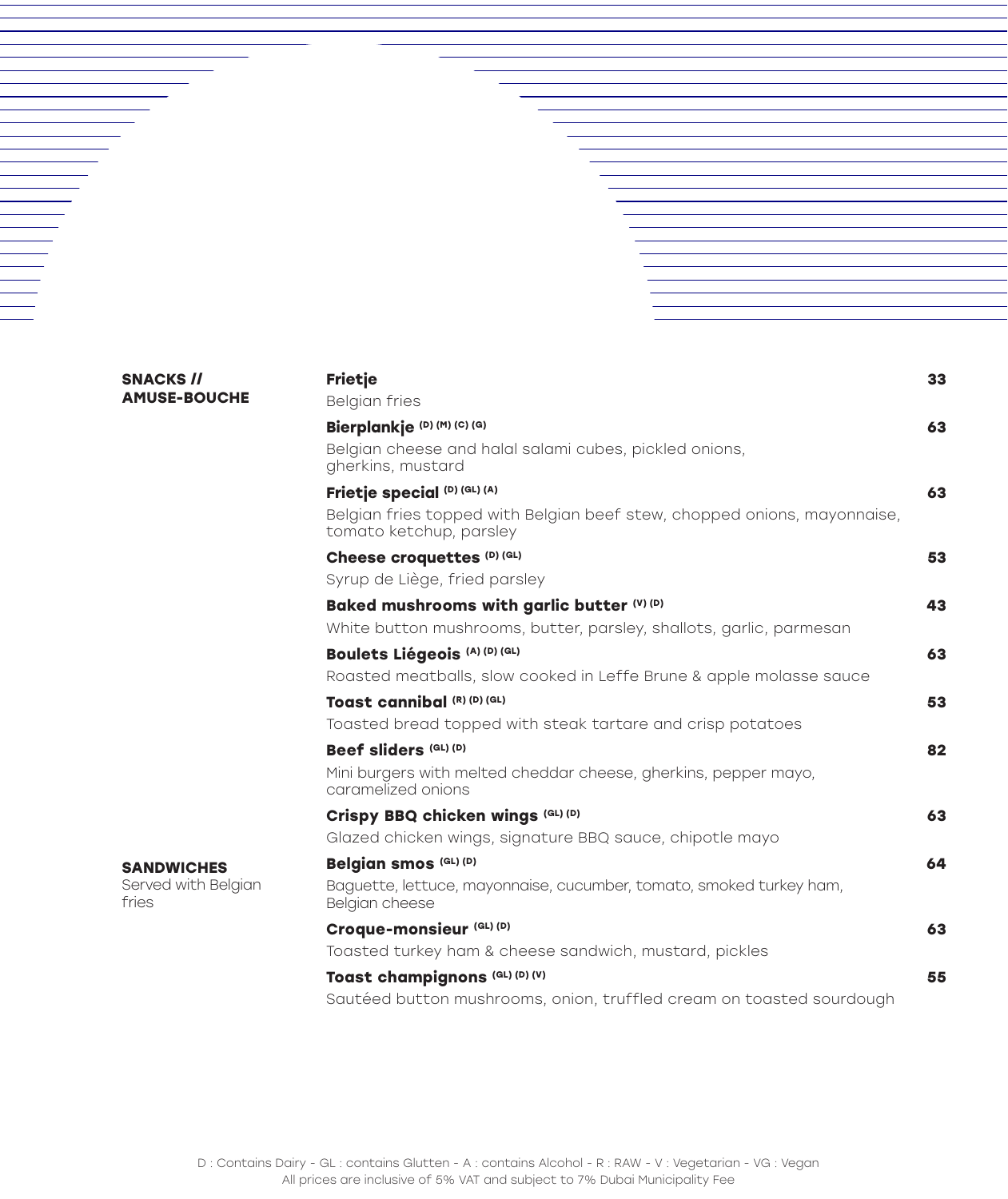## SNACKS // AMUSE-BOUCHE

**Frietje** — 33
Belgian fries

**Bierplankje** (D) (M) (C) (G) — 63
Belgian cheese and halal salami cubes, pickled onions, gherkins, mustard

**Frietje special** (D) (GL) (A) — 63
Belgian fries topped with Belgian beef stew, chopped onions, mayonnaise, tomato ketchup, parsley

**Cheese croquettes** (D) (GL) — 53
Syrup de Liège, fried parsley

**Baked mushrooms with garlic butter** (V) (D) — 43
White button mushrooms, butter, parsley, shallots, garlic, parmesan

**Boulets Liégeois** (A) (D) (GL) — 63
Roasted meatballs, slow cooked in Leffe Brune & apple molasse sauce

**Toast cannibal** (R) (D) (GL) — 53
Toasted bread topped with steak tartare and crisp potatoes

**Beef sliders** (GL) (D) — 82
Mini burgers with melted cheddar cheese, gherkins, pepper mayo, caramelized onions

**Crispy BBQ chicken wings** (GL) (D) — 63
Glazed chicken wings, signature BBQ sauce, chipotle mayo

## SANDWICHES

Served with Belgian fries

**Belgian smos** (GL) (D) — 64
Baguette, lettuce, mayonnaise, cucumber, tomato, smoked turkey ham, Belgian cheese

**Croque-monsieur** (GL) (D) — 63
Toasted turkey ham & cheese sandwich, mustard, pickles

**Toast champignons** (GL) (D) (V) — 55
Sautéed button mushrooms, onion, truffled cream on toasted sourdough

D : Contains Dairy - GL : contains Glutten - A : contains Alcohol - R : RAW - V : Vegetarian - VG : Vegan
All prices are inclusive of 5% VAT and subject to 7% Dubai Municipality Fee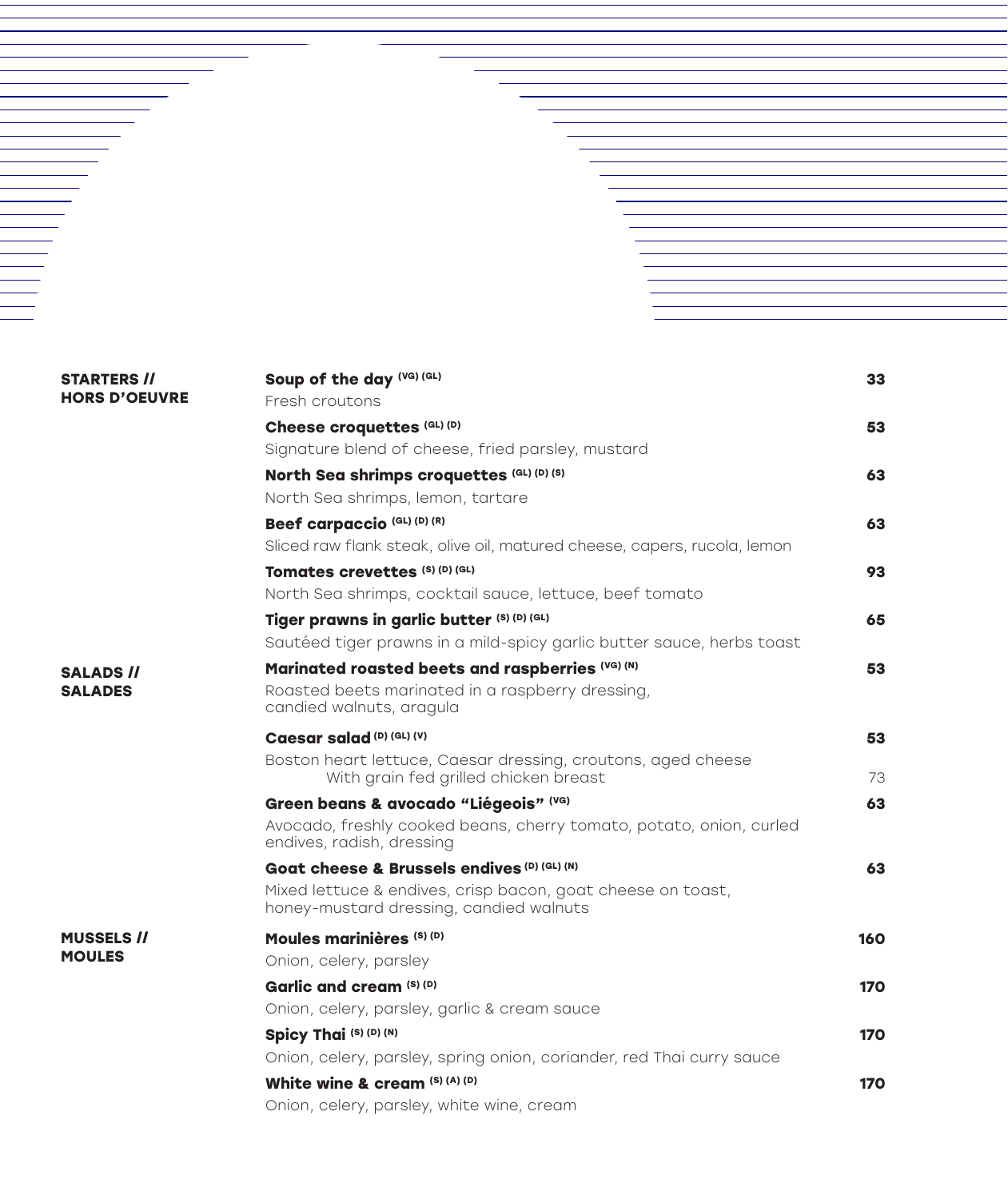## STARTERS // HORS D'OEUVRE

**Soup of the day** (VG) (GL) — **33**
Fresh croutons

**Cheese croquettes** (GL) (D) — **53**
Signature blend of cheese, fried parsley, mustard

**North Sea shrimps croquettes** (GL) (D) (S) — **63**
North Sea shrimps, lemon, tartare

**Beef carpaccio** (GL) (D) (R) — **63**
Sliced raw flank steak, olive oil, matured cheese, capers, rucola, lemon

**Tomates crevettes** (S) (D) (GL) — **93**
North Sea shrimps, cocktail sauce, lettuce, beef tomato

**Tiger prawns in garlic butter** (S) (D) (GL) — **65**
Sautéed tiger prawns in a mild-spicy garlic butter sauce, herbs toast

## SALADS // SALADES

**Marinated roasted beets and raspberries** (VG) (N) — **53**
Roasted beets marinated in a raspberry dressing,
candied walnuts, aragula

**Caesar salad** (D) (GL) (V) — **53**
Boston heart lettuce, Caesar dressing, croutons, aged cheese
With grain fed grilled chicken breast — 73

**Green beans & avocado "Liégeois"** (VG) — **63**
Avocado, freshly cooked beans, cherry tomato, potato, onion, curled endives, radish, dressing

**Goat cheese & Brussels endives** (D) (GL) (N) — **63**
Mixed lettuce & endives, crisp bacon, goat cheese on toast,
honey-mustard dressing, candied walnuts

## MUSSELS // MOULES

**Moules marinières** (S) (D) — **160**
Onion, celery, parsley

**Garlic and cream** (S) (D) — **170**
Onion, celery, parsley, garlic & cream sauce

**Spicy Thai** (S) (D) (N) — **170**
Onion, celery, parsley, spring onion, coriander, red Thai curry sauce

**White wine & cream** (S) (A) (D) — **170**
Onion, celery, parsley, white wine, cream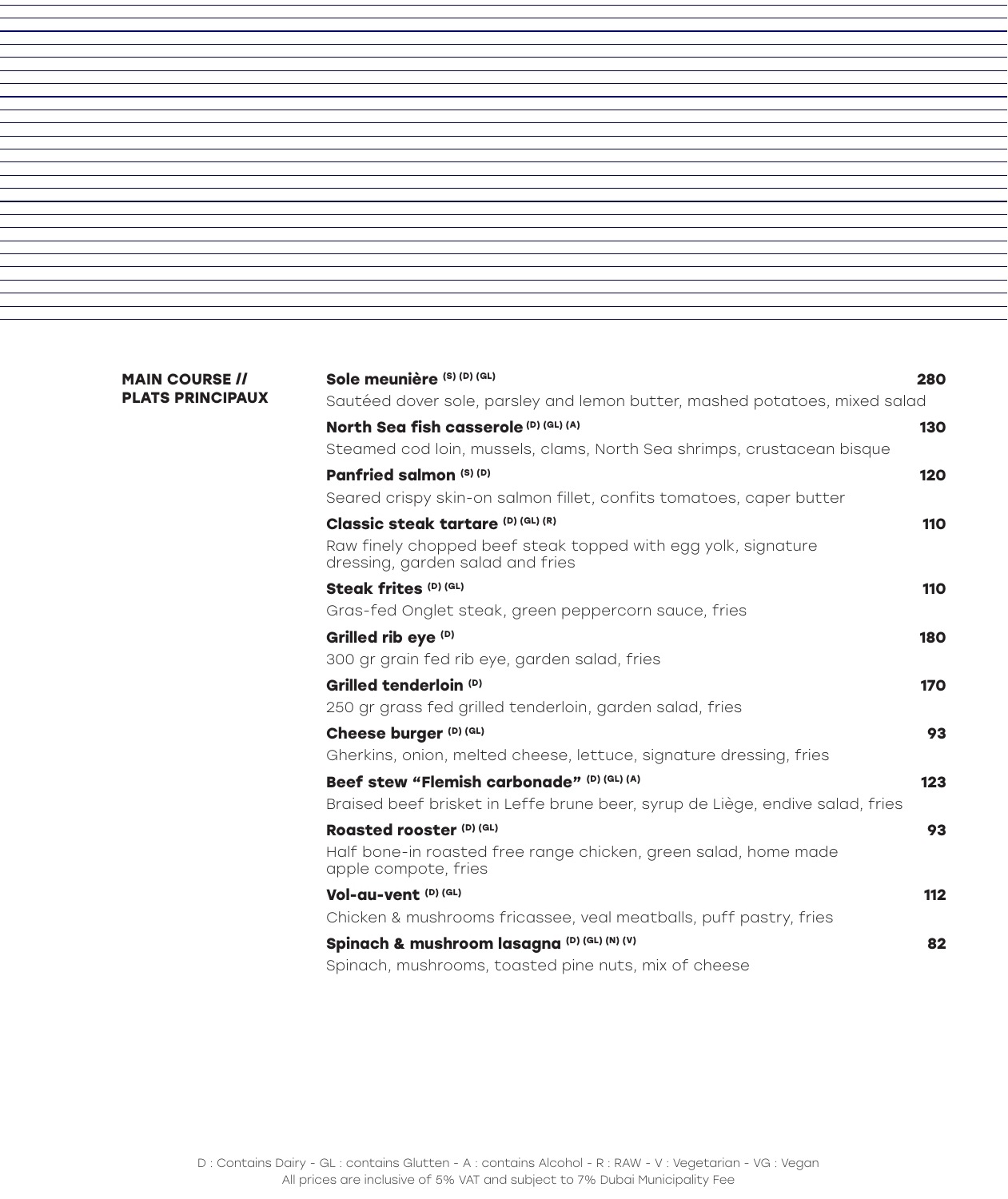## MAIN COURSE // PLATS PRINCIPAUX

**Sole meunière** (S) (D) (GL) — **280**
Sautéed dover sole, parsley and lemon butter, mashed potatoes, mixed salad

**North Sea fish casserole** (D) (GL) (A) — **130**
Steamed cod loin, mussels, clams, North Sea shrimps, crustacean bisque

**Panfried salmon** (S) (D) — **120**
Seared crispy skin-on salmon fillet, confits tomatoes, caper butter

**Classic steak tartare** (D) (GL) (R) — **110**
Raw finely chopped beef steak topped with egg yolk, signature dressing, garden salad and fries

**Steak frites** (D) (GL) — **110**
Gras-fed Onglet steak, green peppercorn sauce, fries

**Grilled rib eye** (D) — **180**
300 gr grain fed rib eye, garden salad, fries

**Grilled tenderloin** (D) — **170**
250 gr grass fed grilled tenderloin, garden salad, fries

**Cheese burger** (D) (GL) — **93**
Gherkins, onion, melted cheese, lettuce, signature dressing, fries

**Beef stew "Flemish carbonade"** (D) (GL) (A) — **123**
Braised beef brisket in Leffe brune beer, syrup de Liège, endive salad, fries

**Roasted rooster** (D) (GL) — **93**
Half bone-in roasted free range chicken, green salad, home made apple compote, fries

**Vol-au-vent** (D) (GL) — **112**
Chicken & mushrooms fricassee, veal meatballs, puff pastry, fries

**Spinach & mushroom lasagna** (D) (GL) (N) (V) — **82**
Spinach, mushrooms, toasted pine nuts, mix of cheese

D : Contains Dairy - GL : contains Glutten - A : contains Alcohol - R : RAW - V : Vegetarian - VG : Vegan
All prices are inclusive of 5% VAT and subject to 7% Dubai Municipality Fee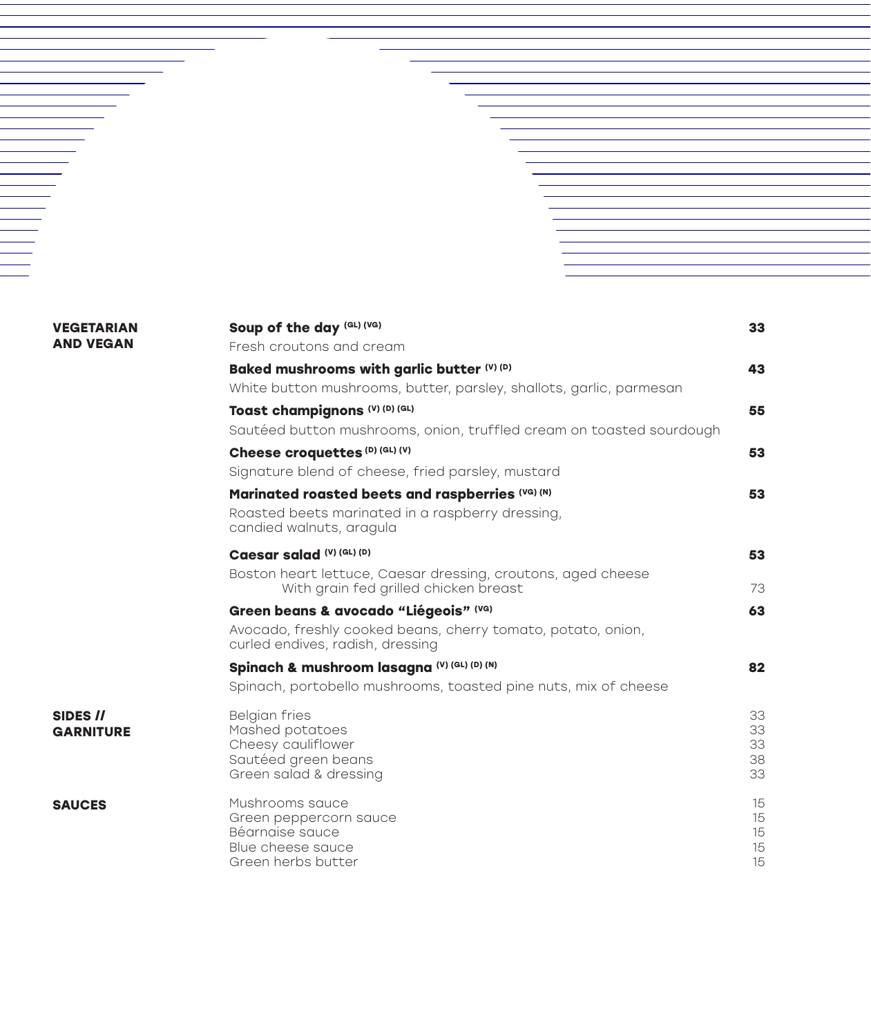## VEGETARIAN AND VEGAN

**Soup of the day** (GL) (VG) — **33**
Fresh croutons and cream

**Baked mushrooms with garlic butter** (V) (D) — **43**
White button mushrooms, butter, parsley, shallots, garlic, parmesan

**Toast champignons** (V) (D) (GL) — **55**
Sautéed button mushrooms, onion, truffled cream on toasted sourdough

**Cheese croquettes** (D) (GL) (V) — **53**
Signature blend of cheese, fried parsley, mustard

**Marinated roasted beets and raspberries** (VG) (N) — **53**
Roasted beets marinated in a raspberry dressing,
candied walnuts, aragula

**Caesar salad** (V) (GL) (D) — **53**
Boston heart lettuce, Caesar dressing, croutons, aged cheese
With grain fed grilled chicken breast — 73

**Green beans & avocado "Liégeois"** (VG) — **63**
Avocado, freshly cooked beans, cherry tomato, potato, onion,
curled endives, radish, dressing

**Spinach & mushroom lasagna** (V) (GL) (D) (N) — **82**
Spinach, portobello mushrooms, toasted pine nuts, mix of cheese

## SIDES // GARNITURE

| Item | Price |
|---|---|
| Belgian fries | 33 |
| Mashed potatoes | 33 |
| Cheesy cauliflower | 33 |
| Sautéed green beans | 38 |
| Green salad & dressing | 33 |

## SAUCES

| Item | Price |
|---|---|
| Mushrooms sauce | 15 |
| Green peppercorn sauce | 15 |
| Béarnaise sauce | 15 |
| Blue cheese sauce | 15 |
| Green herbs butter | 15 |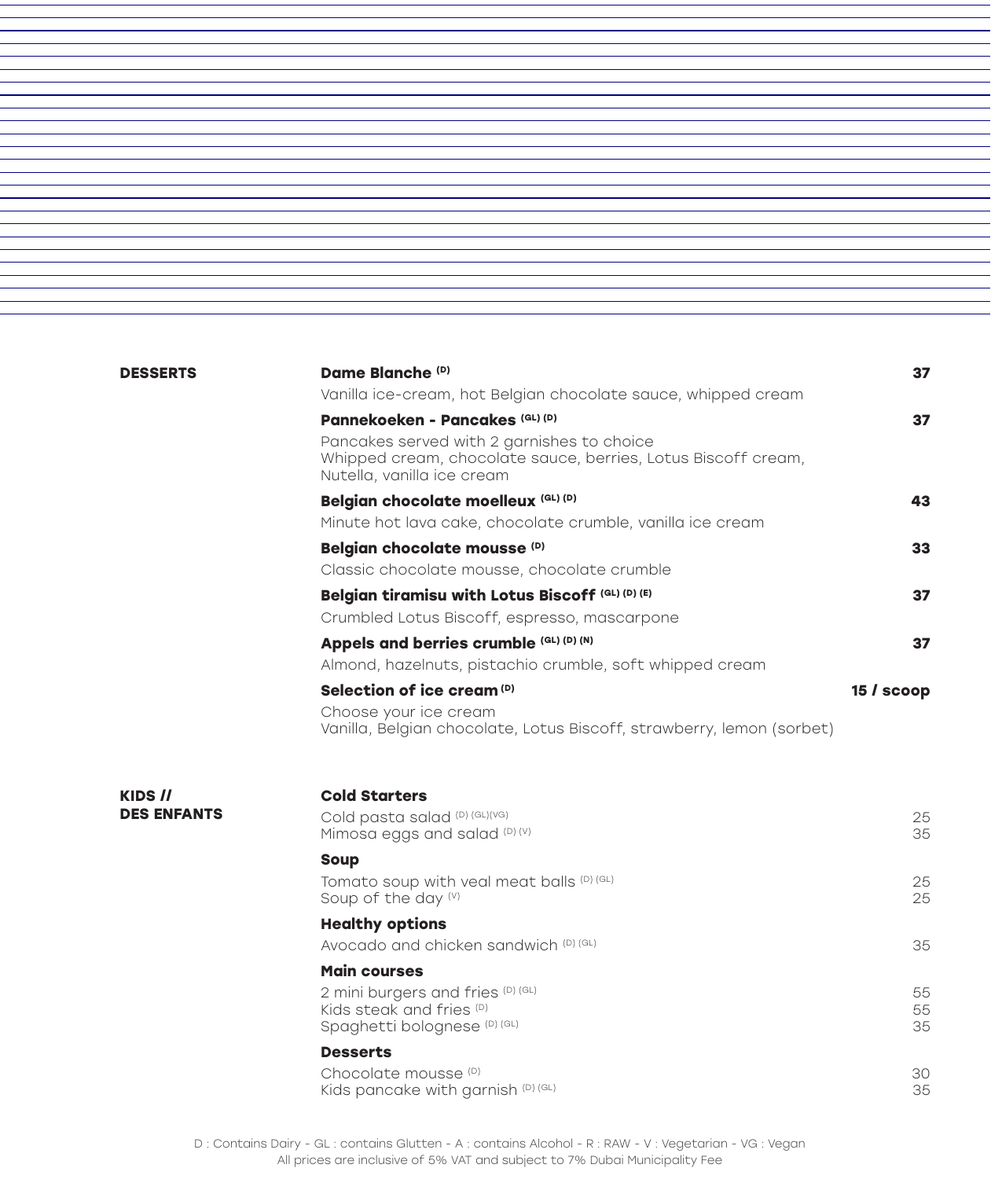## DESSERTS

**Dame Blanche** (D) — **37**
Vanilla ice-cream, hot Belgian chocolate sauce, whipped cream

**Pannekoeken - Pancakes** (GL) (D) — **37**
Pancakes served with 2 garnishes to choice
Whipped cream, chocolate sauce, berries, Lotus Biscoff cream, Nutella, vanilla ice cream

**Belgian chocolate moelleux** (GL) (D) — **43**
Minute hot lava cake, chocolate crumble, vanilla ice cream

**Belgian chocolate mousse** (D) — **33**
Classic chocolate mousse, chocolate crumble

**Belgian tiramisu with Lotus Biscoff** (GL) (D) (E) — **37**
Crumbled Lotus Biscoff, espresso, mascarpone

**Appels and berries crumble** (GL) (D) (N) — **37**
Almond, hazelnuts, pistachio crumble, soft whipped cream

**Selection of ice cream** (D) — **15 / scoop**
Choose your ice cream
Vanilla, Belgian chocolate, Lotus Biscoff, strawberry, lemon (sorbet)

## KIDS // DES ENFANTS

### Cold Starters

| Item | Price |
| --- | --- |
| Cold pasta salad (D) (GL)(VG) | 25 |
| Mimosa eggs and salad (D) (V) | 35 |

### Soup

| Item | Price |
| --- | --- |
| Tomato soup with veal meat balls (D) (GL) | 25 |
| Soup of the day (V) | 25 |

### Healthy options

| Item | Price |
| --- | --- |
| Avocado and chicken sandwich (D) (GL) | 35 |

### Main courses

| Item | Price |
| --- | --- |
| 2 mini burgers and fries (D) (GL) | 55 |
| Kids steak and fries (D) | 55 |
| Spaghetti bolognese (D) (GL) | 35 |

### Desserts

| Item | Price |
| --- | --- |
| Chocolate mousse (D) | 30 |
| Kids pancake with garnish (D) (GL) | 35 |

D : Contains Dairy - GL : contains Glutten - A : contains Alcohol - R : RAW - V : Vegetarian - VG : Vegan
All prices are inclusive of 5% VAT and subject to 7% Dubai Municipality Fee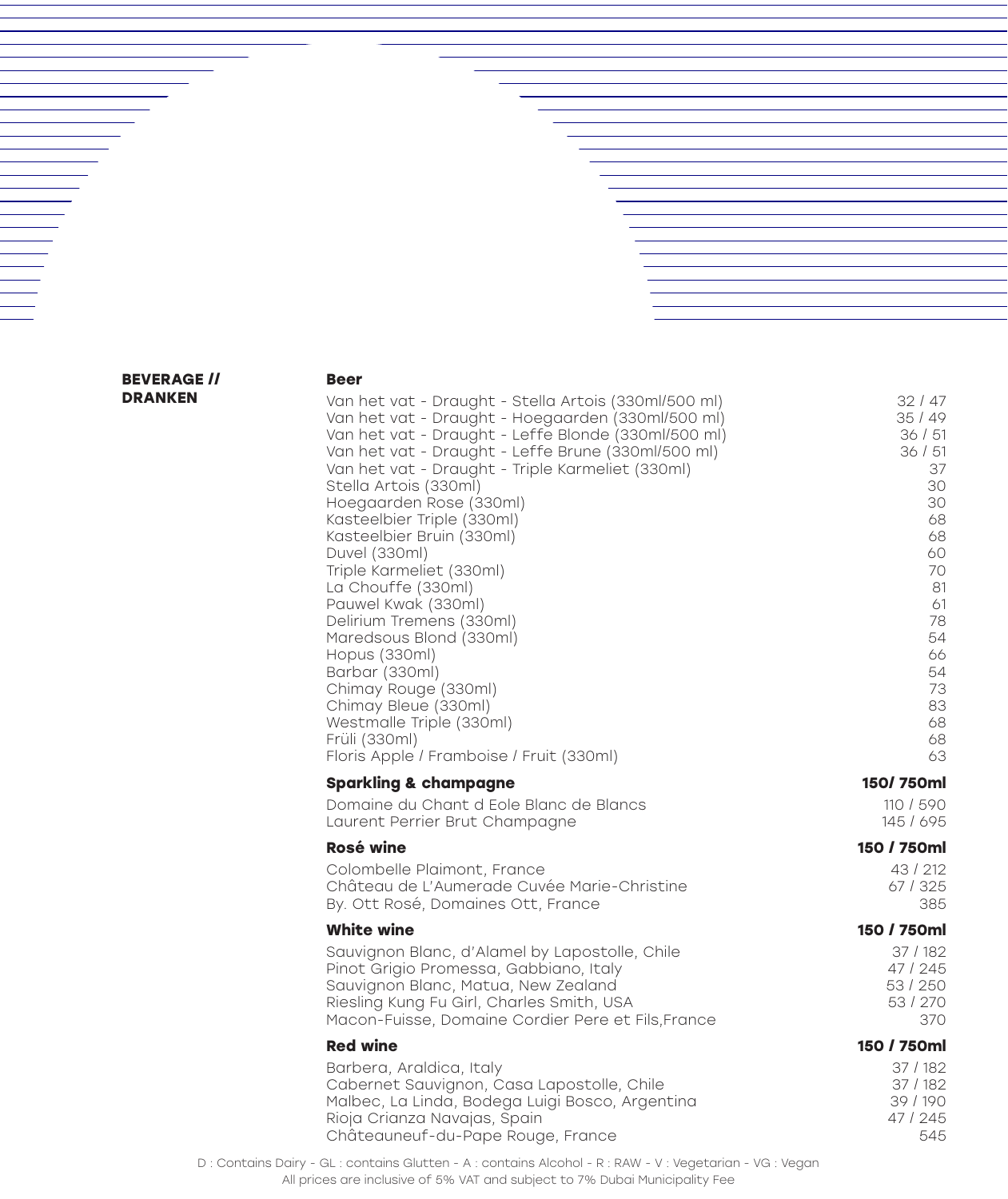## BEVERAGE // DRANKEN

### Beer

| | |
|---|---|
| Van het vat - Draught - Stella Artois (330ml/500 ml) | 32 / 47 |
| Van het vat - Draught - Hoegaarden (330ml/500 ml) | 35 / 49 |
| Van het vat - Draught - Leffe Blonde (330ml/500 ml) | 36 / 51 |
| Van het vat - Draught - Leffe Brune (330ml/500 ml) | 36 / 51 |
| Van het vat - Draught - Triple Karmeliet (330ml) | 37 |
| Stella Artois (330ml) | 30 |
| Hoegaarden Rose (330ml) | 30 |
| Kasteelbier Triple (330ml) | 68 |
| Kasteelbier Bruin (330ml) | 68 |
| Duvel (330ml) | 60 |
| Triple Karmeliet (330ml) | 70 |
| La Chouffe (330ml) | 81 |
| Pauwel Kwak (330ml) | 61 |
| Delirium Tremens (330ml) | 78 |
| Maredsous Blond (330ml) | 54 |
| Hopus (330ml) | 66 |
| Barbar (330ml) | 54 |
| Chimay Rouge (330ml) | 73 |
| Chimay Bleue (330ml) | 83 |
| Westmalle Triple (330ml) | 68 |
| Früli (330ml) | 68 |
| Floris Apple / Framboise / Fruit (330ml) | 63 |

### Sparkling & champagne

| | 150/ 750ml |
|---|---|
| Domaine du Chant d Eole Blanc de Blancs | 110 / 590 |
| Laurent Perrier Brut Champagne | 145 / 695 |

### Rosé wine

| | 150 / 750ml |
|---|---|
| Colombelle Plaimont, France | 43 / 212 |
| Château de L'Aumerade Cuvée Marie-Christine | 67 / 325 |
| By. Ott Rosé, Domaines Ott, France | 385 |

### White wine

| | 150 / 750ml |
|---|---|
| Sauvignon Blanc, d'Alamel by Lapostolle, Chile | 37 / 182 |
| Pinot Grigio Promessa, Gabbiano, Italy | 47 / 245 |
| Sauvignon Blanc, Matua, New Zealand | 53 / 250 |
| Riesling Kung Fu Girl, Charles Smith, USA | 53 / 270 |
| Macon-Fuisse, Domaine Cordier Pere et Fils,France | 370 |

### Red wine

| | 150 / 750ml |
|---|---|
| Barbera, Araldica, Italy | 37 / 182 |
| Cabernet Sauvignon, Casa Lapostolle, Chile | 37 / 182 |
| Malbec, La Linda, Bodega Luigi Bosco, Argentina | 39 / 190 |
| Rioja Crianza Navajas, Spain | 47 / 245 |
| Châteauneuf-du-Pape Rouge, France | 545 |

D : Contains Dairy - GL : contains Glutten - A : contains Alcohol - R : RAW - V : Vegetarian - VG : Vegan
All prices are inclusive of 5% VAT and subject to 7% Dubai Municipality Fee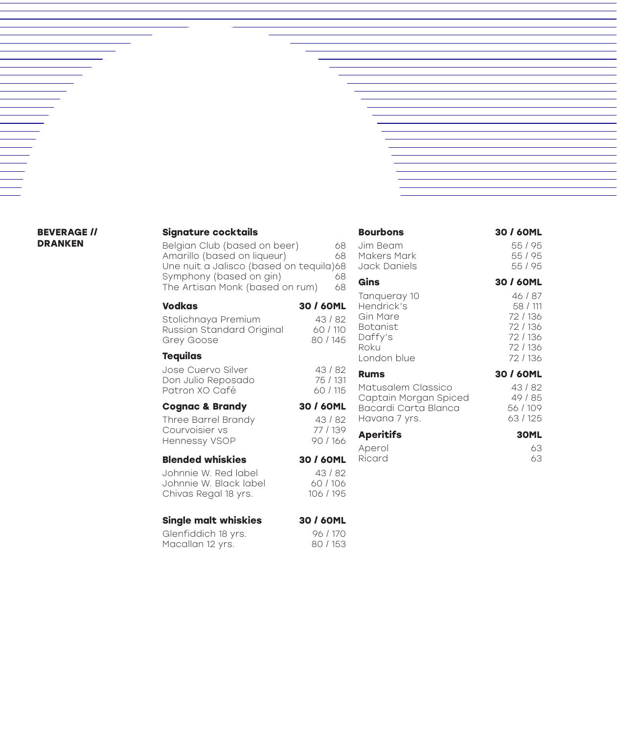## BEVERAGE // DRANKEN

### Signature cocktails

| | |
|---|---|
| Belgian Club (based on beer) | 68 |
| Amarillo (based on liqueur) | 68 |
| Une nuit a Jalisco (based on tequila) | 68 |
| Symphony (based on gin) | 68 |
| The Artisan Monk (based on rum) | 68 |

| Vodkas | 30 / 60ML |
|---|---|
| Stolichnaya Premium | 43 / 82 |
| Russian Standard Original | 60 / 110 |
| Grey Goose | 80 / 145 |

| Tequilas | |
|---|---|
| Jose Cuervo Silver | 43 / 82 |
| Don Julio Reposado | 75 / 131 |
| Patron XO Café | 60 / 115 |

| Cognac & Brandy | 30 / 60ML |
|---|---|
| Three Barrel Brandy | 43 / 82 |
| Courvoisier vs | 77 / 139 |
| Hennessy VSOP | 90 / 166 |

| Blended whiskies | 30 / 60ML |
|---|---|
| Johnnie W. Red label | 43 / 82 |
| Johnnie W. Black label | 60 / 106 |
| Chivas Regal 18 yrs. | 106 / 195 |

| Single malt whiskies | 30 / 60ML |
|---|---|
| Glenfiddich 18 yrs. | 96 / 170 |
| Macallan 12 yrs. | 80 / 153 |

| Bourbons | 30 / 60ML |
|---|---|
| Jim Beam | 55 / 95 |
| Makers Mark | 55 / 95 |
| Jack Daniels | 55 / 95 |

| Gins | 30 / 60ML |
|---|---|
| Tanqueray 10 | 46 / 87 |
| Hendrick's | 58 / 111 |
| Gin Mare | 72 / 136 |
| Botanist | 72 / 136 |
| Daffy's | 72 / 136 |
| Roku | 72 / 136 |
| London blue | 72 / 136 |

| Rums | 30 / 60ML |
|---|---|
| Matusalem Classico | 43 / 82 |
| Captain Morgan Spiced | 49 / 85 |
| Bacardi Carta Blanca | 56 / 109 |
| Havana 7 yrs. | 63 / 125 |

| Aperitifs | 30ML |
|---|---|
| Aperol | 63 |
| Ricard | 63 |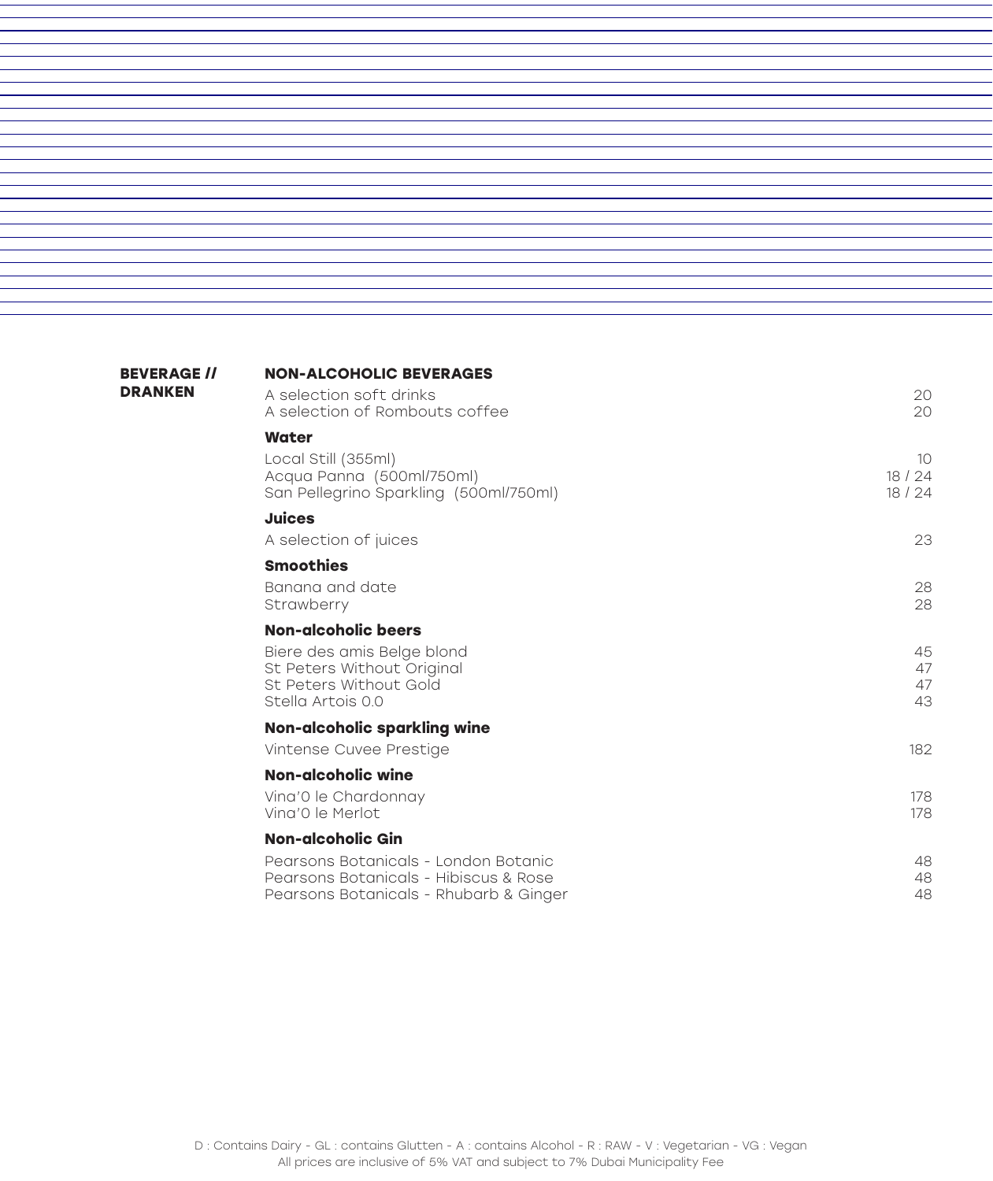## BEVERAGE // DRANKEN

### NON-ALCOHOLIC BEVERAGES

| Item | Price |
|---|---|
| A selection soft drinks | 20 |
| A selection of Rombouts coffee | 20 |

**Water**

| Item | Price |
|---|---|
| Local Still (355ml) | 10 |
| Acqua Panna (500ml/750ml) | 18 / 24 |
| San Pellegrino Sparkling (500ml/750ml) | 18 / 24 |

**Juices**

| Item | Price |
|---|---|
| A selection of juices | 23 |

**Smoothies**

| Item | Price |
|---|---|
| Banana and date | 28 |
| Strawberry | 28 |

**Non-alcoholic beers**

| Item | Price |
|---|---|
| Biere des amis Belge blond | 45 |
| St Peters Without Original | 47 |
| St Peters Without Gold | 47 |
| Stella Artois 0.0 | 43 |

**Non-alcoholic sparkling wine**

| Item | Price |
|---|---|
| Vintense Cuvee Prestige | 182 |

**Non-alcoholic wine**

| Item | Price |
|---|---|
| Vina'0 le Chardonnay | 178 |
| Vina'0 le Merlot | 178 |

**Non-alcoholic Gin**

| Item | Price |
|---|---|
| Pearsons Botanicals - London Botanic | 48 |
| Pearsons Botanicals - Hibiscus & Rose | 48 |
| Pearsons Botanicals - Rhubarb & Ginger | 48 |

D : Contains Dairy - GL : contains Glutten - A : contains Alcohol - R : RAW - V : Vegetarian - VG : Vegan
All prices are inclusive of 5% VAT and subject to 7% Dubai Municipality Fee